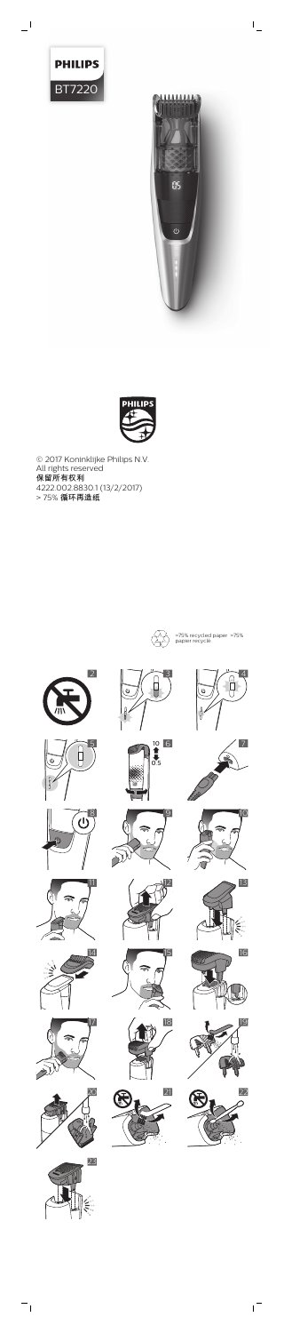PHILIPS

BT7220

© 2017 Koninklijke Philips N.V.
All rights reserved
保留所有权利
4222.002.8830.1 (13/2/2017)
> 75% 循环再造纸

>75% recycled paper >75% paper recycle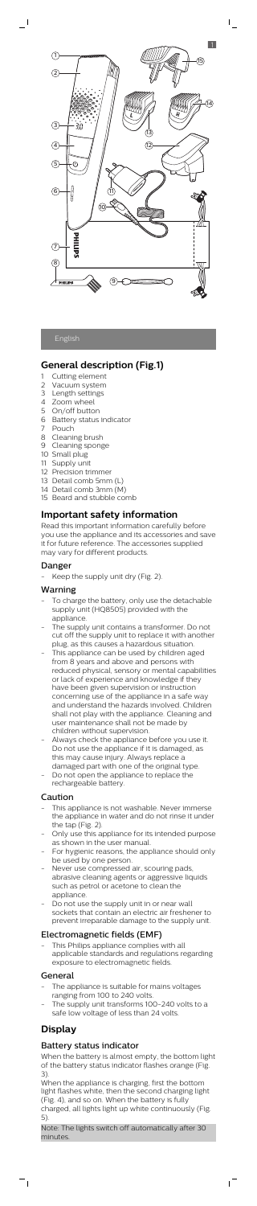English

## General description (Fig.1)

1. Cutting element
2. Vacuum system
3. Length settings
4. Zoom wheel
5. On/off button
6. Battery status indicator
7. Pouch
8. Cleaning brush
9. Cleaning sponge
10. Small plug
11. Supply unit
12. Precision trimmer
13. Detail comb 5mm (L)
14. Detail comb 3mm (M)
15. Beard and stubble comb

## Important safety information

Read this important information carefully before you use the appliance and its accessories and save it for future reference. The accessories supplied may vary for different products.

### Danger

- Keep the supply unit dry (Fig. 2).

### Warning

- To charge the battery, only use the detachable supply unit (HQ8505) provided with the appliance.
- The supply unit contains a transformer. Do not cut off the supply unit to replace it with another plug, as this causes a hazardous situation.
- This appliance can be used by children aged from 8 years and above and persons with reduced physical, sensory or mental capabilities or lack of experience and knowledge if they have been given supervision or instruction concerning use of the appliance in a safe way and understand the hazards involved. Children shall not play with the appliance. Cleaning and user maintenance shall not be made by children without supervision.
- Always check the appliance before you use it. Do not use the appliance if it is damaged, as this may cause injury. Always replace a damaged part with one of the original type.
- Do not open the appliance to replace the rechargeable battery.

### Caution

- This appliance is not washable. Never immerse the appliance in water and do not rinse it under the tap (Fig. 2).
- Only use this appliance for its intended purpose as shown in the user manual.
- For hygienic reasons, the appliance should only be used by one person.
- Never use compressed air, scouring pads, abrasive cleaning agents or aggressive liquids such as petrol or acetone to clean the appliance.
- Do not use the supply unit in or near wall sockets that contain an electric air freshener to prevent irreparable damage to the supply unit.

### Electromagnetic fields (EMF)

- This Philips appliance complies with all applicable standards and regulations regarding exposure to electromagnetic fields.

### General

- The appliance is suitable for mains voltages ranging from 100 to 240 volts.
- The supply unit transforms 100-240 volts to a safe low voltage of less than 24 volts.

## Display

### Battery status indicator

When the battery is almost empty, the bottom light of the battery status indicator flashes orange (Fig. 3).

When the appliance is charging, first the bottom light flashes white, then the second charging light (Fig. 4), and so on. When the battery is fully charged, all lights light up white continuously (Fig. 5).

Note: The lights switch off automatically after 30 minutes.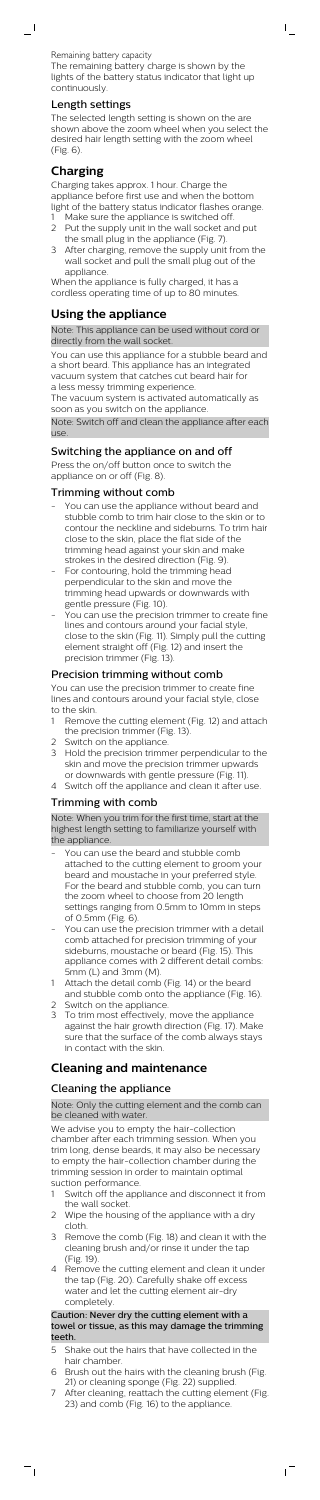Remaining battery capacity

The remaining battery charge is shown by the lights of the battery status indicator that light up continuously.

### Length settings

The selected length setting is shown on the are shown above the zoom wheel when you select the desired hair length setting with the zoom wheel (Fig. 6).

## Charging

Charging takes approx. 1 hour. Charge the appliance before first use and when the bottom light of the battery status indicator flashes orange.

1. Make sure the appliance is switched off.
2. Put the supply unit in the wall socket and put the small plug in the appliance (Fig. 7).
3. After charging, remove the supply unit from the wall socket and pull the small plug out of the appliance.

When the appliance is fully charged, it has a cordless operating time of up to 80 minutes.

## Using the appliance

Note: This appliance can be used without cord or directly from the wall socket.

You can use this appliance for a stubble beard and a short beard. This appliance has an integrated vacuum system that catches cut beard hair for a less messy trimming experience.

The vacuum system is activated automatically as soon as you switch on the appliance.

Note: Switch off and clean the appliance after each use.

### Switching the appliance on and off

Press the on/off button once to switch the appliance on or off (Fig. 8).

### Trimming without comb

- You can use the appliance without beard and stubble comb to trim hair close to the skin or to contour the neckline and sideburns. To trim hair close to the skin, place the flat side of the trimming head against your skin and make strokes in the desired direction (Fig. 9).
- For contouring, hold the trimming head perpendicular to the skin and move the trimming head upwards or downwards with gentle pressure (Fig. 10).
- You can use the precision trimmer to create fine lines and contours around your facial style, close to the skin (Fig. 11). Simply pull the cutting element straight off (Fig. 12) and insert the precision trimmer (Fig. 13).

### Precision trimming without comb

You can use the precision trimmer to create fine lines and contours around your facial style, close to the skin.

1. Remove the cutting element (Fig. 12) and attach the precision trimmer (Fig. 13).
2. Switch on the appliance.
3. Hold the precision trimmer perpendicular to the skin and move the precision trimmer upwards or downwards with gentle pressure (Fig. 11).
4. Switch off the appliance and clean it after use.

### Trimming with comb

Note: When you trim for the first time, start at the highest length setting to familiarize yourself with the appliance.

- You can use the beard and stubble comb attached to the cutting element to groom your beard and moustache in your preferred style. For the beard and stubble comb, you can turn the zoom wheel to to choose from 20 length settings ranging from 0.5mm to 10mm in steps of 0.5mm (Fig. 6).
- You can use the precision trimmer with a detail comb attached for precision trimming of your sideburns, moustache or beard (Fig. 15). This appliance comes with 2 different detail combs: 5mm (L) and 3mm (M).

1. Attach the detail comb (Fig. 14) or the beard and stubble comb onto the appliance (Fig. 16).
2. Switch on the appliance.
3. To trim most effectively, move the appliance against the hair growth direction (Fig. 17). Make sure that the surface of the comb always stays in contact with the skin.

## Cleaning and maintenance

### Cleaning the appliance

Note: Only the cutting element and the comb can be cleaned with water.

We advise you to empty the hair-collection chamber after each trimming session. When you trim long, dense beards, it may also be necessary to empty the hair-collection chamber during the trimming session in order to maintain optimal suction performance.

1. Switch off the appliance and disconnect it from the wall socket.
2. Wipe the housing of the appliance with a dry cloth.
3. Remove the comb (Fig. 18) and clean it with the cleaning brush and/or rinse it under the tap (Fig. 19).
4. Remove the cutting element and clean it under the tap (Fig. 20). Carefully shake off excess water and let the cutting element air-dry completely.

**Caution: Never dry the cutting element with a towel or tissue, as this may damage the trimming teeth.**

5. Shake out the hairs that have collected in the hair chamber.
6. Brush out the hairs with the cleaning brush (Fig. 21) or cleaning sponge (Fig. 22) supplied.
7. After cleaning, reattach the cutting element (Fig. 23) and comb (Fig. 16) to the appliance.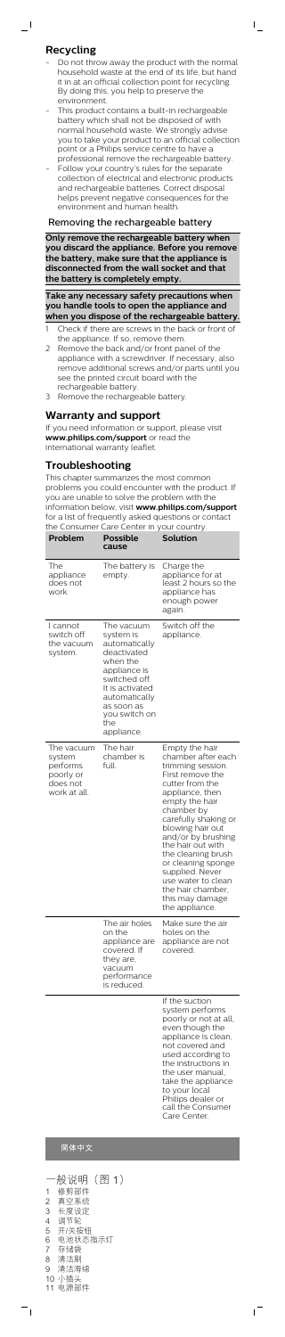## Recycling

- Do not throw away the product with the normal household waste at the end of its life, but hand it in at an official collection point for recycling. By doing this, you help to preserve the environment.
- This product contains a built-in rechargeable battery which shall not be disposed of with normal household waste. We strongly advise you to take your product to an official collection point or a Philips service centre to have a professional remove the rechargeable battery.
- Follow your country's rules for the separate collection of electrical and electronic products and rechargeable batteries. Correct disposal helps prevent negative consequences for the environment and human health.

### Removing the rechargeable battery

**Only remove the rechargeable battery when you discard the appliance. Before you remove the battery, make sure that the appliance is disconnected from the wall socket and that the battery is completely empty.**

**Take any necessary safety precautions when you handle tools to open the appliance and when you dispose of the rechargeable battery.**

1. Check if there are screws in the back or front of the appliance. If so, remove them.
2. Remove the back and/or front panel of the appliance with a screwdriver. If necessary, also remove additional screws and/or parts until you see the printed circuit board with the rechargeable battery.
3. Remove the rechargeable battery.

## Warranty and support

If you need information or support, please visit **www.philips.com/support** or read the international warranty leaflet.

## Troubleshooting

This chapter summarizes the most common problems you could encounter with the product. If you are unable to solve the problem with the information below, visit **www.philips.com/support** for a list of frequently asked questions or contact the Consumer Care Center in your country.

| Problem | Possible cause | Solution |
|---|---|---|
| The appliance does not work. | The battery is empty. | Charge the appliance for at least 2 hours so the appliance has enough power again. |
| I cannot switch off the vacuum system. | The vacuum system is automatically deactivated when the appliance is switched off. It is activated automatically as soon as you switch on the appliance. | Switch off the appliance. |
| The vacuum system performs poorly or does not work at all. | The hair chamber is full. | Empty the hair chamber after each trimming session. First remove the cutter from the appliance, then empty the hair chamber by carefully shaking or blowing hair out and/or by brushing the hair out with the cleaning brush or cleaning sponge supplied. Never use water to clean the hair chamber, this may damage the appliance. |
| | The air holes on the appliance are covered. If they are, vacuum performance is reduced. | Make sure the air holes on the appliance are not covered. |
| | | If the suction system performs poorly or not at all, even though the appliance is clean, not covered and used according to the instructions in the user manual, take the appliance to your local Philips dealer or call the Consumer Care Center. |

# 简体中文

## 一般说明（图 1）

1. 修剪部件
2. 真空系统
3. 长度设定
4. 调节轮
5. 开/关按钮
6. 电池状态指示灯
7. 存储袋
8. 清洁刷
9. 清洁海绵
10. 小插头
11. 电源部件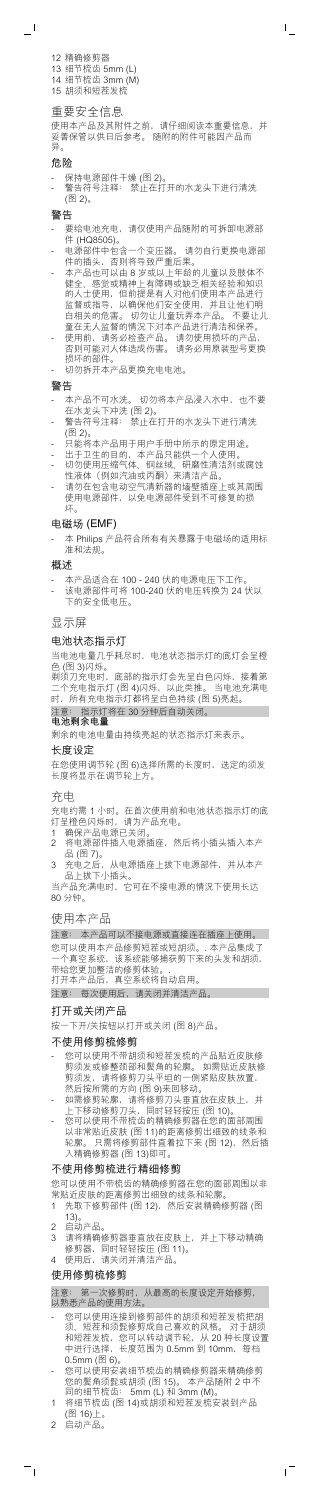12 精確修剪器
13 細節梳齒 5mm (L)
14 細節梳齒 3mm (M)
15 胡須和短髮髮梳

## 重要安全信息

使用本產品及其附件之前，請仔細閱讀本重要信息，並妥善保管以供日后參考。隨附的附件可能因產品而異。

### 危險

- 保持電源部件干燥 (图 2)。
- 警告符號注釋：禁止在打開的水龍頭下進行清洗 (图 2)。

### 警告

- 要給電池充電，僅使用產品隨附的可拆卸電源部件 (HQ8505)。
- 電源部件中包含一個變壓器。請勿自行更換電源部件的插頭，否則將導致嚴重后果。
- 本產品也可以由 8 歲或以上年齡的兒童以及肢體不健全、感覺或精神上有障礙或缺乏相關經驗和知識的人士使用，但前提是有人對他們使用本產品進行監督或指導，以確保他們安全使用，並且讓他們明白相關的危害。切勿讓兒童玩弄本產品。不要讓兒童在無人監督的情況下對本產品進行清潔和保養。
- 使用前，請務必檢查產品。請勿使用損壞的產品，否則可能對人體造成傷害。請務必用原裝型號更換損壞的部件。
- 切勿拆開本產品更換充電電池。

### 警告

- 本產品不可水洗。切勿將本產品浸入水中，也不要在水龍頭下沖洗 (图 2)。
- 警告符號注釋：禁止在打開的水龍頭下進行清洗 (图 2)。
- 只能將本產品用于用戶手冊中所示的既定用途。
- 出于衛生的目的，本產品只能供一個人使用。
- 切勿使用壓縮氣體、鋼絲絨、研磨性清潔劑或腐蝕性液體（例如汽油或丙酮）來清潔產品。
- 請勿在包含電動空氣清新器的墻壁插座上或其周圍使用電源部件，以免電源部件受到不可修復的損壞。

### 電磁場 (EMF)

- 本 Philips 產品符合所有有關暴露于電磁場的適用標準和法規。

### 概述

- 本產品適合在 100 - 240 伏的電源電壓下工作。
- 該電源部件可將 100-240 伏的電壓轉換為 24 伏以下的安全低電壓。

## 顯示屏

### 電池狀態指示燈

當電池電量幾乎耗盡時，電池狀態指示燈的底燈會呈橙色 (图 3)閃爍。

剩餘刀次電時，底部的指示燈會先呈白色閃爍。接着第二個充電指示燈 (图 4)閃爍，以此類推。當電池充滿電時，所有充電指示燈都將呈白色持續 (图 5)亮起。

注意：指示燈將在 30 分鐘后自動關閉。

### 電池剩餘電量

剩餘的電池電量由持續亮起的狀態指示燈來表示。

### 長度設定

在您使用調節輪 (图 6)選擇所需的長度時，選定的須發長度將顯示在調節輪上方。

## 充電

充電約需 1 小時。在首次使用前和電池狀態指示燈的底燈呈橙色閃爍時，請為產品充電。

1 確保產品電源已關閉。
2 將電源部件插入電源插座，然后將小插頭插入本產品 (图 7)。
3 充電之后，從電源插座上拔下電源部件，並從本產品上拔下小插頭。

當產品充滿電時，它可在不接電源的情況下使用長達 80 分鐘。

## 使用本產品

注意：本產品可以不接電源或直接連在插座上使用。

您可以使用本產品修剪短髮或短胡須。. 本產品集成了一個真空系統，該系統能夠捕獲剪下來的頭發和胡須，帶給您更加整潔的修剪體驗。.
打開本產品后，真空系統將自動啓用。

注意：每次使用后，請關閉並清潔產品。

### 打開或關閉產品

按一下開/關按鈕以打開或關閉 (图 8)產品。

### 不使用修剪梳修剪

- 您可以使用不帶胡須和短髮髮梳的產品貼近皮膚修剪胡須或修整頸部和鬢角的輪廓。如需貼近皮膚修剪胡須，請將修剪刀頭平坦的一側緊貼皮膚放置，然后按所需的方向 (图 9)來回移動。
- 如需修剪輪廓，請將修剪刀頭垂直放在皮膚上，並上下移動修剪刀頭，同時輕輕按壓 (图 10)。
- 您可以使用不帶梳齒的精確修剪器在您的面部周圍以非常貼近皮膚 (图 11)的距離修剪出細致的線條和輪廓。只需將修剪部件直着拉下來 (图 12)，然后插入精確修剪器 (图 13)即可。

### 不使用修剪梳進行精細修剪

您可以使用不帶梳齒的精確修剪器在您的面部周圍以非常貼近皮膚的距離修剪出細致的線條和輪廓。

1 先取下修剪部件 (图 12)，然后安裝精確修剪器 (图 13)。
2 啓動產品。
3 請將精確修剪器垂直放在皮膚上，並上下移動精確修剪器，同時輕輕按壓 (图 11)。
4 使用后，請關閉並清潔產品。

### 使用修剪梳修剪

注意：第一次修剪時，從最高的長度設定開始修剪，以熟悉產品的使用方法。

- 您可以使用連接到修剪部件的胡須和短髮髮梳把胡須、短髮和須鬢修剪成自己喜歡的風格。對于胡須和短髮髮梳，您可以轉動調節輪，從 20 種長度設置中進行選擇，長度範圍為 0.5mm 到 10mm，每格 0.5mm (图 6)。
- 您可以使用安裝細節梳齒的精確修剪器來精確修剪您的髭鬚和須鬢或胡須 (图 15)。本產品隨附 2 中不同的細節梳齒：5mm (L) 和 3mm (M)。

1 將細節梳齒 (图 14)或胡須和短髮髮梳安裝到產品 (图 16)上。
2 啓動產品。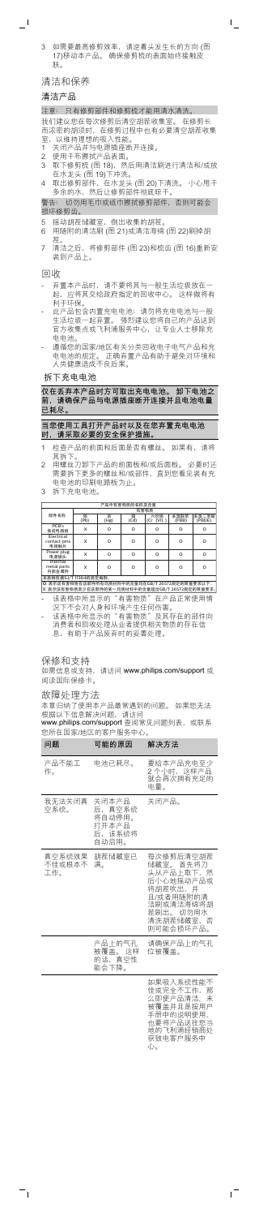3 如需要最高修剪效率，请逆着头发生长的方向 (图 17)移动本产品。确保修剪梳的表面始终接触皮肤。

## 清洁和保养

### 清洁产品

注意：只有修剪部件和修剪梳才能用清水清洗。

我们建议您在每次修剪后清空胡茬收集室。在修剪长而浓密的胡须时，在修剪过程中也有必要清空胡茬收集室，以维持理想的吸入性能。

1 关闭产品并与电源插座断开连接。
2 使用干布擦拭产品表面。
3 取下修剪梳 (图 18)，然后用清洁刷进行清洁和/或放在水龙头 (图 19)下冲洗。
4 取出修剪部件，在水龙头 (图 20)下清洗。小心甩干多余的水，然后让修剪部件彻底晾干。

警告：切勿用毛巾或纸巾擦拭修剪部件，否则可能会损坏修剪齿。

5 摇动胡茬储藏室，倒出收集的胡茬。
6 用随附的清洁刷 (图 21)或清洁海绵 (图 22)刷掉胡茬。
7 清洁之后，将修剪部件 (图 23)和梳齿 (图 16)重新安装到产品上。

## 回收

- 弃置本产品时，请不要将其与一般生活垃圾放在一起，应将其交给政府指定的回收中心。这样做将有利于环保。
- 此产品包含内置充电电池，请勿将充电电池与一般生活垃圾一起弃置。强烈建议您将自己的产品送到官方收集点或飞利浦服务中心，让专业人士移除充电电池。
- 遵循您所在国家/地区有关分类回收电子电气产品和充电电池的规定。正确弃置产品有助于避免对环境和人类健康造成不良后果。

## 拆下充电电池

**仅在丢弃本产品时方可取出充电电池。卸下电池之前，请确保产品与电源插座断开连接并且电池电量已耗尽。**

**当您使用工具打开产品时以及在您弃置充电电池时，请采取必要的安全保护措施。**

1 检查产品的前面和后面是否有螺丝。如果有，请将其拆下。
2 用螺丝刀卸下产品的前面板和/或后面板。必要时还需要拆下更多的螺丝和/或部件，直到您看见装有充电电池的印刷电路板为止。
3 拆下充电电池。

| 产品中有害物质的名称及含量 | | | | | | |
|---|---|---|---|---|---|---|
| 部件名称 | 有害物质 | | | | | |
| | 铅 (Pb) | 汞 (Hg) | 镉 (Cd) | 六价铬 (Cr (VI)) | 多溴联苯 (PBB) | 多溴二苯醚 (PBDE) |
| PCB's 电路板组件 | X | O | O | O | O | O |
| Electrical contact pins 电源插片 | X | O | O | O | O | O |
| Power plug 电源插头 | X | O | O | O | O | O |
| Internal metal parts 内部金属件 | X | O | O | O | O | O |

本表格依据SJ/T 11364的规定编制。
O: 表示该有害物质在该部件所有均质材料中的含量均在GB/T 26572规定的限量要求以下。
X: 表示该有害物质至少在该部件的某一均质材料中的含量超出GB/T 26572规定的限量要求。

- 该表格中所显示的"有害物质"在产品正常使用情况下不会对人身和环境产生任何伤害。
- 该表格中所显示的"有害物质"及其存在的部件向消费者和回收处理从业者提供相关物质的存在信息，有助于产品废弃时的妥善处理。

## 保修和支持

如需信息或支持，请访问 www.philips.com/support 或阅读国际保修卡。

## 故障处理方法

本章归纳了使用本产品最常遇到的问题。如果您无法根据以下信息解决问题，请访问 www.philips.com/support 查阅常见问题列表，或联系您所在国家/地区的客户服务中心。

| 问题 | 可能的原因 | 解决方法 |
|---|---|---|
| 产品不能工作。 | 电池已耗尽。 | 要给本产品充电至少 2 个小时。这样产品就会再次拥有充足的电量。 |
| 我无法关闭真空系统。 | 关闭本产品后，真空系统将自动停用。打开本产品后，该系统将自动启用。 | 关闭产品。 |
| 真空系统效果不佳或根本不工作。 | 胡茬储藏室已满。 | 每次修剪后清空胡茬储藏室。首先将刀头从产品上取下。然后小心地摇动产品或将胡茬吹出，并且/或者用随附的清洁刷或清洁海绵将胡茬刷出。切勿用水清洗胡茬储藏室，否则可能会损坏产品。 |
| | 产品上的气孔被覆盖。这样的话，真空性能会下降。 | 请确保产品上的气孔位被覆盖。 |
| | | 如果吸入系统性能不佳或完全不工作，那么即使产品清洁、未被覆盖并且是按用户手册中的说明使用，也要将产品送往您当地的飞利浦经销商处获致电客户服务中心。 |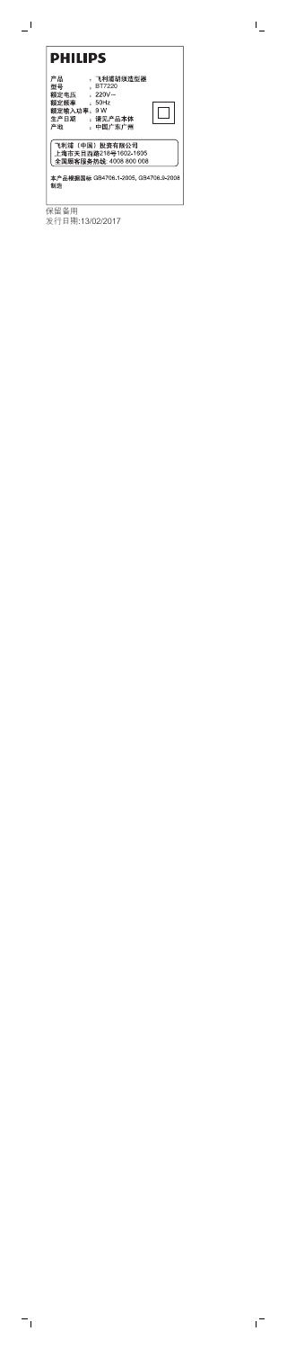# PHILIPS

产品　　　：飞利浦胡须造型器
型号　　　：BT7220
额定电压　：220V～
额定频率　：50Hz
额定输入功率：9 W
生产日期　：请见产品本体
产地　　　：中国广东广州

飞利浦（中国）投资有限公司
上海市天目西路218号1602-1605
全国顾客服务热线: 4008 800 008

本产品根据国标 GB4706.1-2005, GB4706.9-2008 制造

保留备用
发行日期:13/02/2017